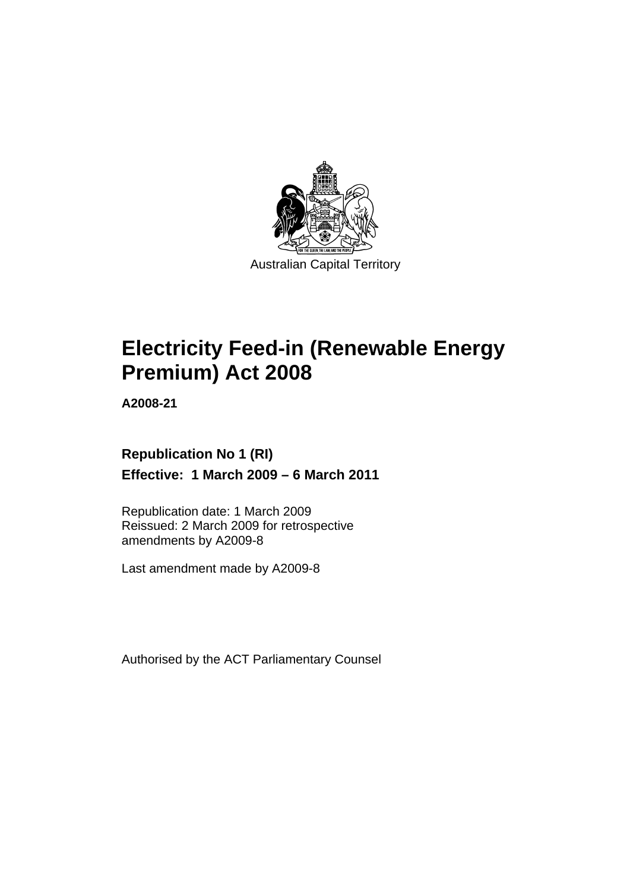Australian Capital Territory

# Electricity Feed-in (Renewable Energy Premium) Act 2008

**A2008-21**

**Republication No 1 (RI)**

**Effective: 1 March 2009 – 6 March 2011**

Republication date: 1 March 2009
Reissued: 2 March 2009 for retrospective amendments by A2009-8

Last amendment made by A2009-8

Authorised by the ACT Parliamentary Counsel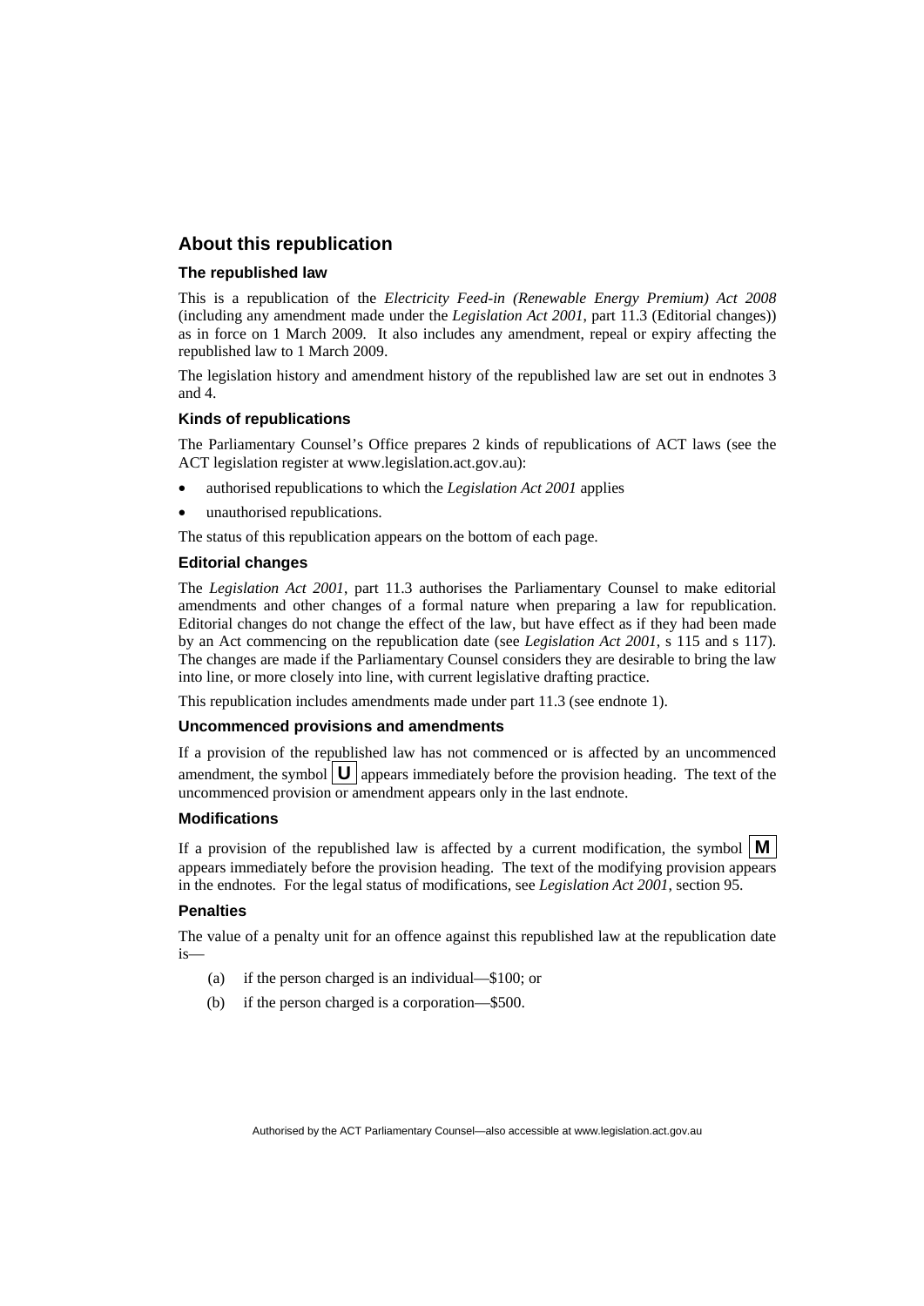## About this republication

### The republished law

This is a republication of the *Electricity Feed-in (Renewable Energy Premium) Act 2008* (including any amendment made under the *Legislation Act 2001*, part 11.3 (Editorial changes)) as in force on 1 March 2009. It also includes any amendment, repeal or expiry affecting the republished law to 1 March 2009.

The legislation history and amendment history of the republished law are set out in endnotes 3 and 4.

### Kinds of republications

The Parliamentary Counsel's Office prepares 2 kinds of republications of ACT laws (see the ACT legislation register at www.legislation.act.gov.au):

- authorised republications to which the *Legislation Act 2001* applies
- unauthorised republications.

The status of this republication appears on the bottom of each page.

### Editorial changes

The *Legislation Act 2001*, part 11.3 authorises the Parliamentary Counsel to make editorial amendments and other changes of a formal nature when preparing a law for republication. Editorial changes do not change the effect of the law, but have effect as if they had been made by an Act commencing on the republication date (see *Legislation Act 2001*, s 115 and s 117). The changes are made if the Parliamentary Counsel considers they are desirable to bring the law into line, or more closely into line, with current legislative drafting practice.

This republication includes amendments made under part 11.3 (see endnote 1).

### Uncommenced provisions and amendments

If a provision of the republished law has not commenced or is affected by an uncommenced amendment, the symbol **U** appears immediately before the provision heading. The text of the uncommenced provision or amendment appears only in the last endnote.

### Modifications

If a provision of the republished law is affected by a current modification, the symbol **M** appears immediately before the provision heading. The text of the modifying provision appears in the endnotes. For the legal status of modifications, see *Legislation Act 2001*, section 95.

### Penalties

The value of a penalty unit for an offence against this republished law at the republication date is—

(a) if the person charged is an individual—$100; or

(b) if the person charged is a corporation—$500.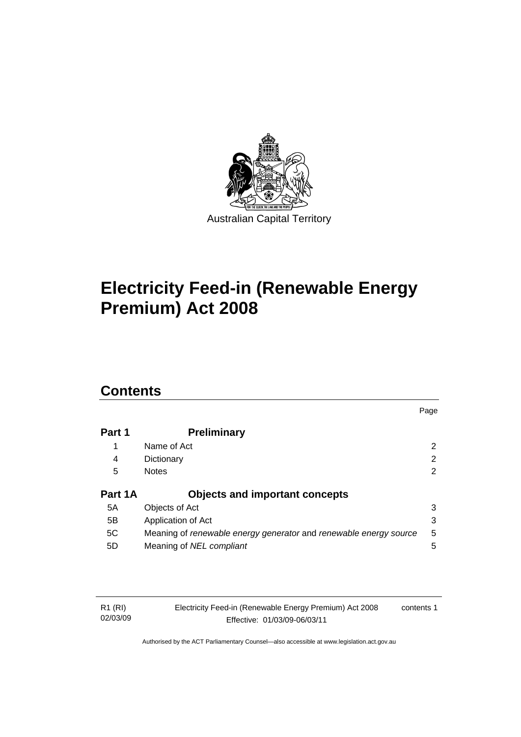Australian Capital Territory

# Electricity Feed-in (Renewable Energy Premium) Act 2008

## Contents

| | | Page |
|---|---|---|
| **Part 1** | **Preliminary** | |
| 1 | Name of Act | 2 |
| 4 | Dictionary | 2 |
| 5 | Notes | 2 |
| **Part 1A** | **Objects and important concepts** | |
| 5A | Objects of Act | 3 |
| 5B | Application of Act | 3 |
| 5C | Meaning of *renewable energy generator* and *renewable energy source* | 5 |
| 5D | Meaning of *NEL compliant* | 5 |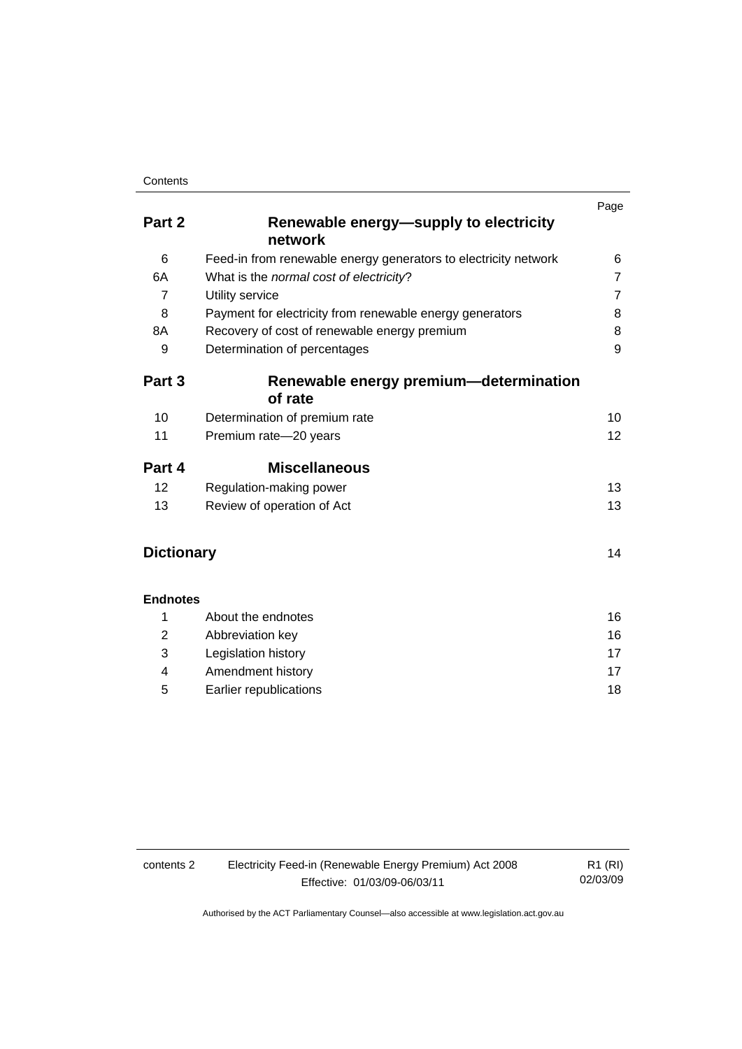| | | Page |
|---|---|---|
| **Part 2** | **Renewable energy—supply to electricity network** | |
| 6 | Feed-in from renewable energy generators to electricity network | 6 |
| 6A | What is the *normal cost of electricity*? | 7 |
| 7 | Utility service | 7 |
| 8 | Payment for electricity from renewable energy generators | 8 |
| 8A | Recovery of cost of renewable energy premium | 8 |
| 9 | Determination of percentages | 9 |
| **Part 3** | **Renewable energy premium—determination of rate** | |
| 10 | Determination of premium rate | 10 |
| 11 | Premium rate—20 years | 12 |
| **Part 4** | **Miscellaneous** | |
| 12 | Regulation-making power | 13 |
| 13 | Review of operation of Act | 13 |
| **Dictionary** | | 14 |
| **Endnotes** | | |
| 1 | About the endnotes | 16 |
| 2 | Abbreviation key | 16 |
| 3 | Legislation history | 17 |
| 4 | Amendment history | 17 |
| 5 | Earlier republications | 18 |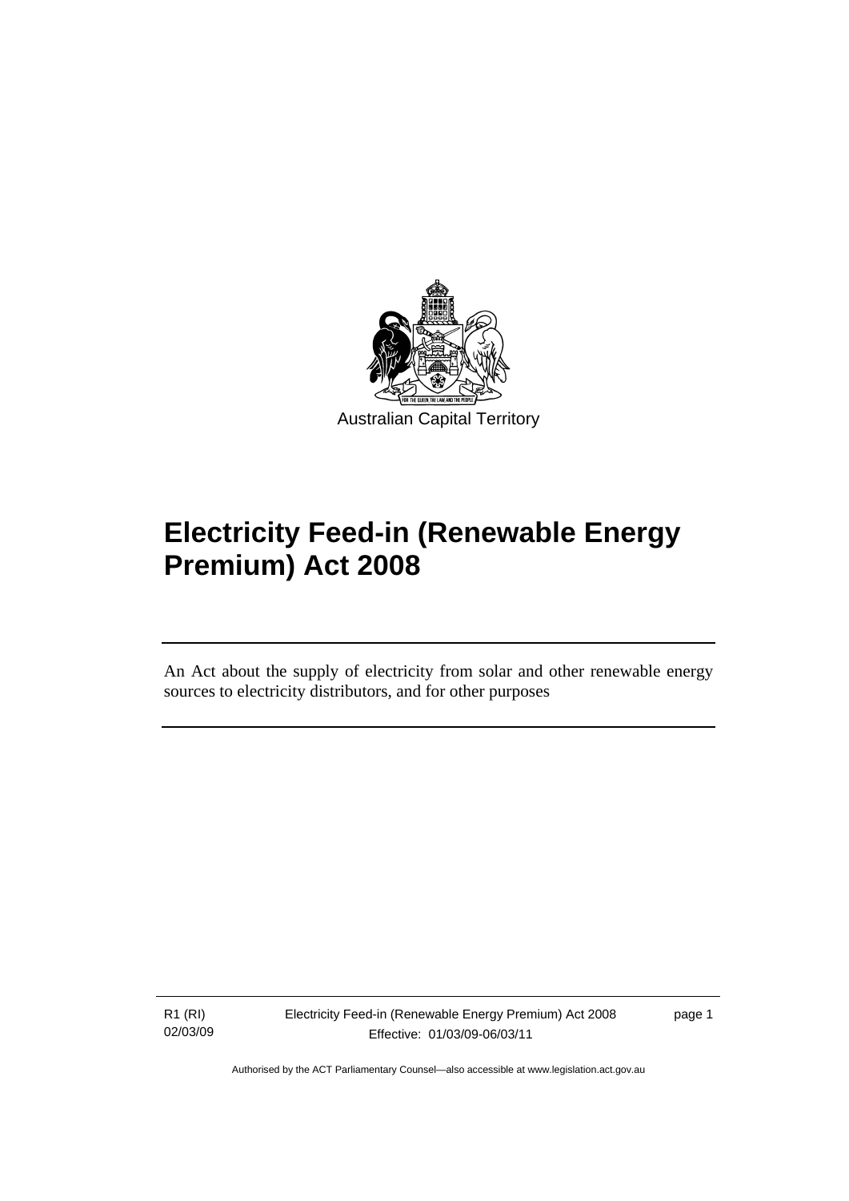Australian Capital Territory

# Electricity Feed-in (Renewable Energy Premium) Act 2008

An Act about the supply of electricity from solar and other renewable energy sources to electricity distributors, and for other purposes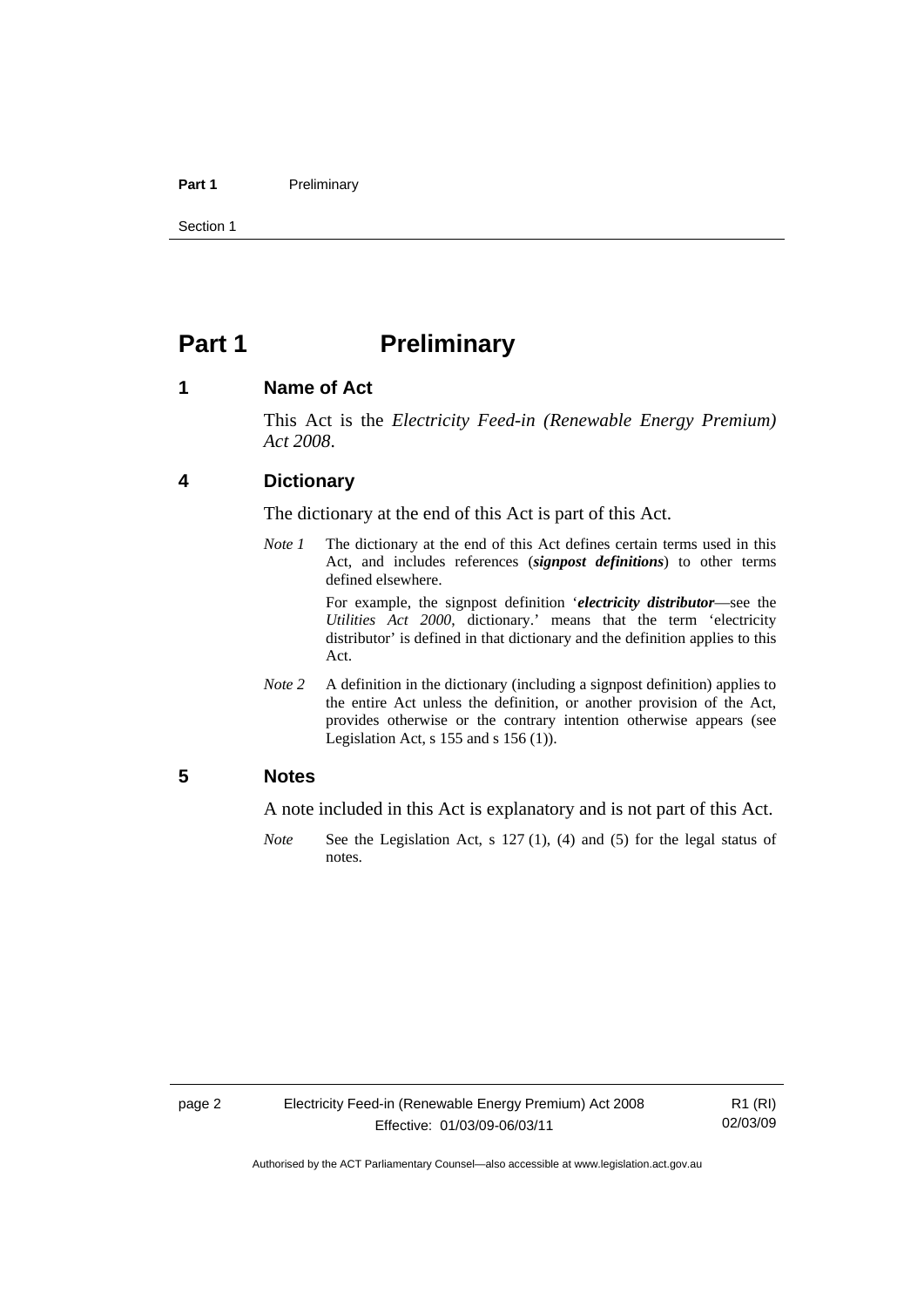# Part 1 Preliminary

## 1 Name of Act

This Act is the *Electricity Feed-in (Renewable Energy Premium) Act 2008*.

## 4 Dictionary

The dictionary at the end of this Act is part of this Act.

*Note 1* The dictionary at the end of this Act defines certain terms used in this Act, and includes references (***signpost definitions***) to other terms defined elsewhere.

For example, the signpost definition '***electricity distributor***—see the *Utilities Act 2000*, dictionary.' means that the term 'electricity distributor' is defined in that dictionary and the definition applies to this Act.

*Note 2* A definition in the dictionary (including a signpost definition) applies to the entire Act unless the definition, or another provision of the Act, provides otherwise or the contrary intention otherwise appears (see Legislation Act, s 155 and s 156 (1)).

## 5 Notes

A note included in this Act is explanatory and is not part of this Act.

*Note* See the Legislation Act, s 127 (1), (4) and (5) for the legal status of notes.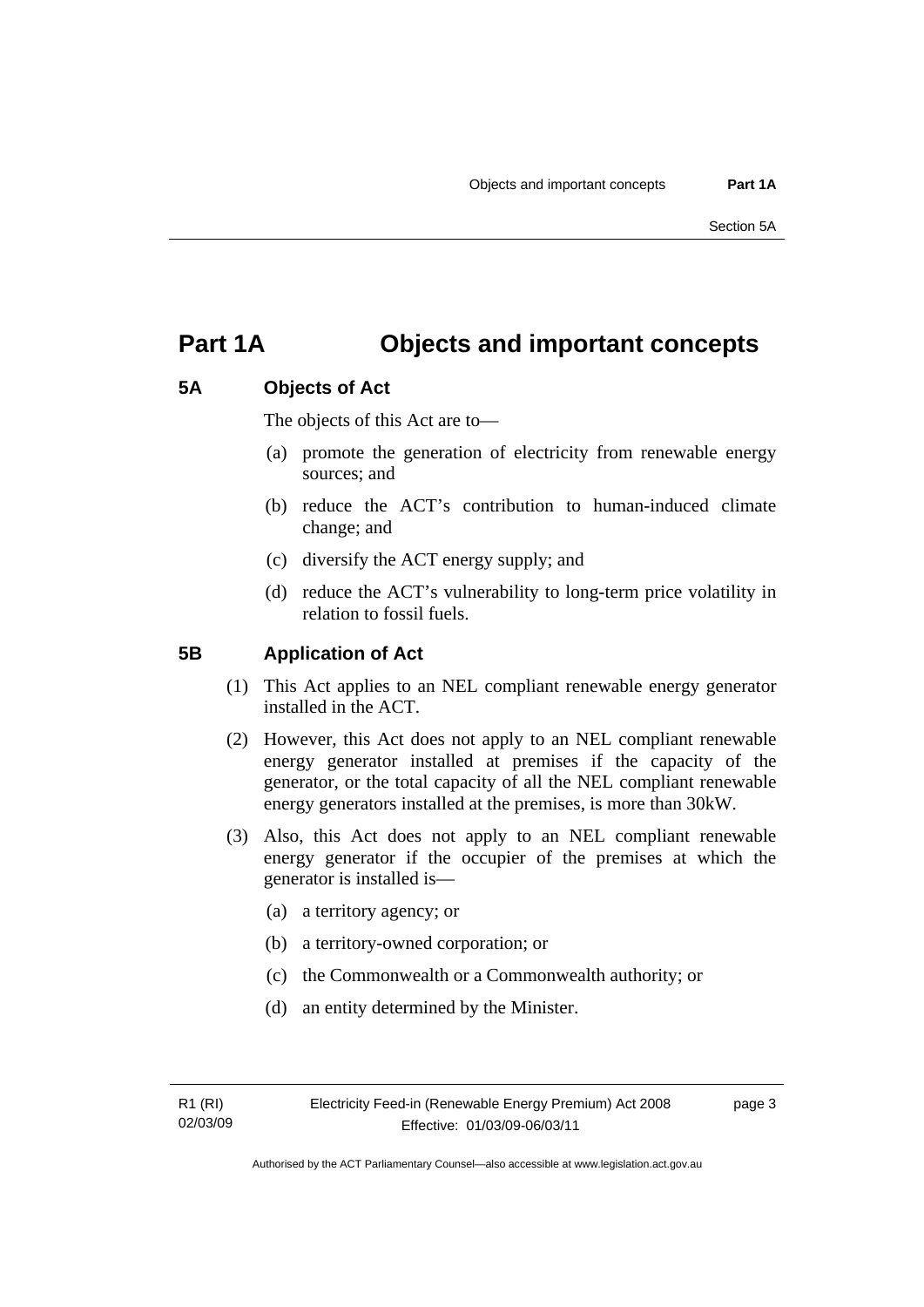# Part 1A Objects and important concepts

## 5A Objects of Act

The objects of this Act are to—

(a) promote the generation of electricity from renewable energy sources; and

(b) reduce the ACT's contribution to human-induced climate change; and

(c) diversify the ACT energy supply; and

(d) reduce the ACT's vulnerability to long-term price volatility in relation to fossil fuels.

## 5B Application of Act

(1) This Act applies to an NEL compliant renewable energy generator installed in the ACT.

(2) However, this Act does not apply to an NEL compliant renewable energy generator installed at premises if the capacity of the generator, or the total capacity of all the NEL compliant renewable energy generators installed at the premises, is more than 30kW.

(3) Also, this Act does not apply to an NEL compliant renewable energy generator if the occupier of the premises at which the generator is installed is—

(a) a territory agency; or

(b) a territory-owned corporation; or

(c) the Commonwealth or a Commonwealth authority; or

(d) an entity determined by the Minister.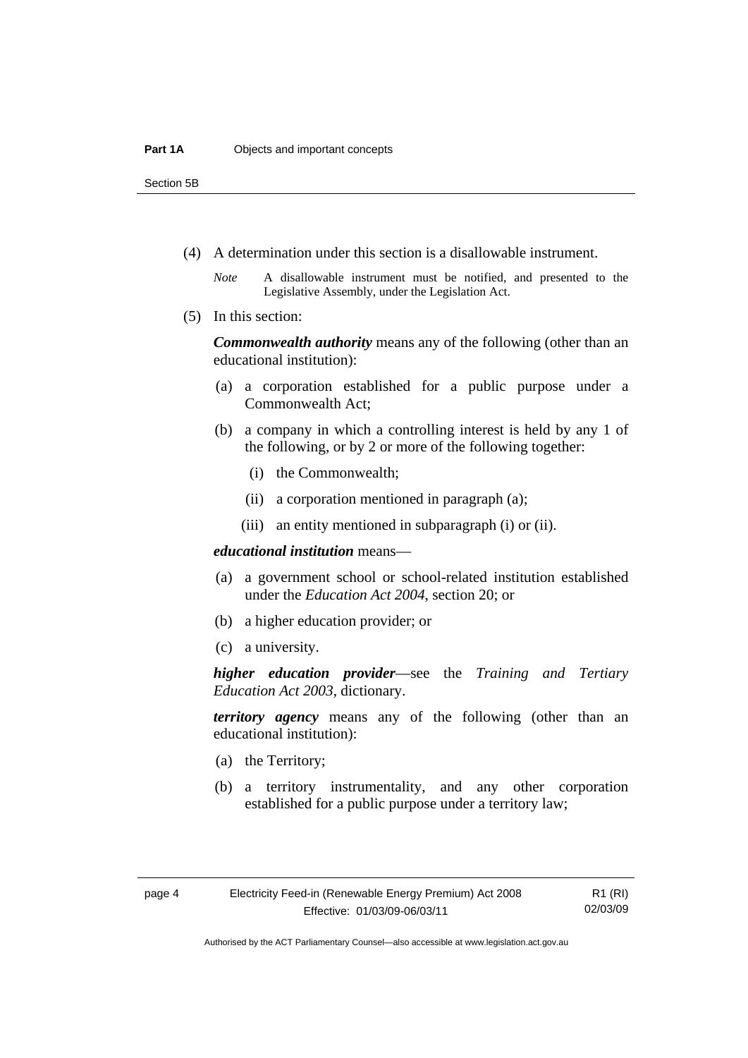(4) A determination under this section is a disallowable instrument.

*Note* A disallowable instrument must be notified, and presented to the Legislative Assembly, under the Legislation Act.

(5) In this section:

***Commonwealth authority*** means any of the following (other than an educational institution):

(a) a corporation established for a public purpose under a Commonwealth Act;

(b) a company in which a controlling interest is held by any 1 of the following, or by 2 or more of the following together:

(i) the Commonwealth;

(ii) a corporation mentioned in paragraph (a);

(iii) an entity mentioned in subparagraph (i) or (ii).

***educational institution*** means—

(a) a government school or school-related institution established under the *Education Act 2004*, section 20; or

(b) a higher education provider; or

(c) a university.

***higher education provider***—see the *Training and Tertiary Education Act 2003*, dictionary.

***territory agency*** means any of the following (other than an educational institution):

(a) the Territory;

(b) a territory instrumentality, and any other corporation established for a public purpose under a territory law;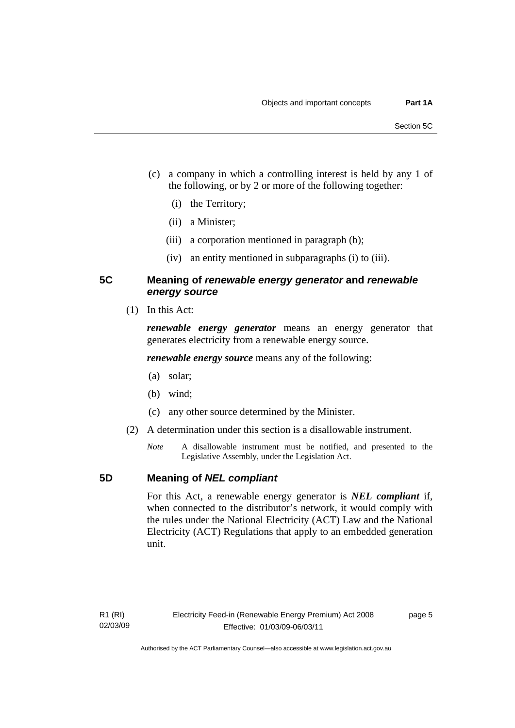(c) a company in which a controlling interest is held by any 1 of the following, or by 2 or more of the following together:

  (i) the Territory;

  (ii) a Minister;

  (iii) a corporation mentioned in paragraph (b);

  (iv) an entity mentioned in subparagraphs (i) to (iii).

## 5C Meaning of *renewable energy generator* and *renewable energy source*

(1) In this Act:

***renewable energy generator*** means an energy generator that generates electricity from a renewable energy source.

***renewable energy source*** means any of the following:

(a) solar;

(b) wind;

(c) any other source determined by the Minister.

(2) A determination under this section is a disallowable instrument.

*Note* A disallowable instrument must be notified, and presented to the Legislative Assembly, under the Legislation Act.

## 5D Meaning of *NEL compliant*

For this Act, a renewable energy generator is ***NEL compliant*** if, when connected to the distributor's network, it would comply with the rules under the National Electricity (ACT) Law and the National Electricity (ACT) Regulations that apply to an embedded generation unit.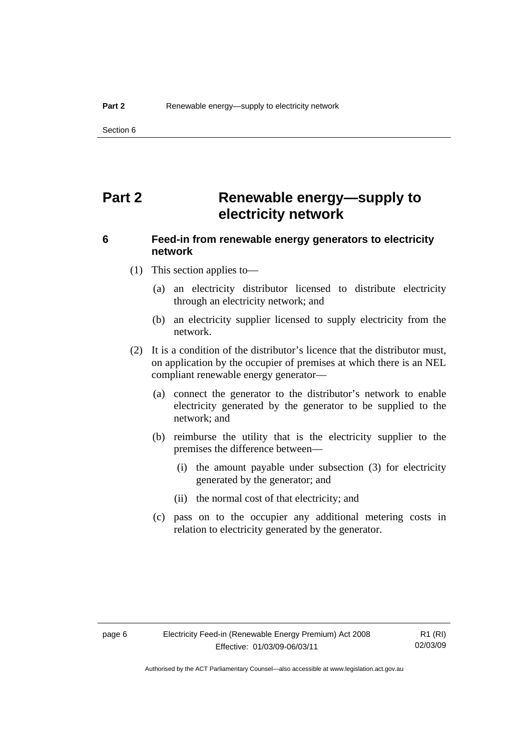# Part 2 Renewable energy—supply to electricity network

## 6 Feed-in from renewable energy generators to electricity network

(1) This section applies to—

(a) an electricity distributor licensed to distribute electricity through an electricity network; and

(b) an electricity supplier licensed to supply electricity from the network.

(2) It is a condition of the distributor's licence that the distributor must, on application by the occupier of premises at which there is an NEL compliant renewable energy generator—

(a) connect the generator to the distributor's network to enable electricity generated by the generator to be supplied to the network; and

(b) reimburse the utility that is the electricity supplier to the premises the difference between—

(i) the amount payable under subsection (3) for electricity generated by the generator; and

(ii) the normal cost of that electricity; and

(c) pass on to the occupier any additional metering costs in relation to electricity generated by the generator.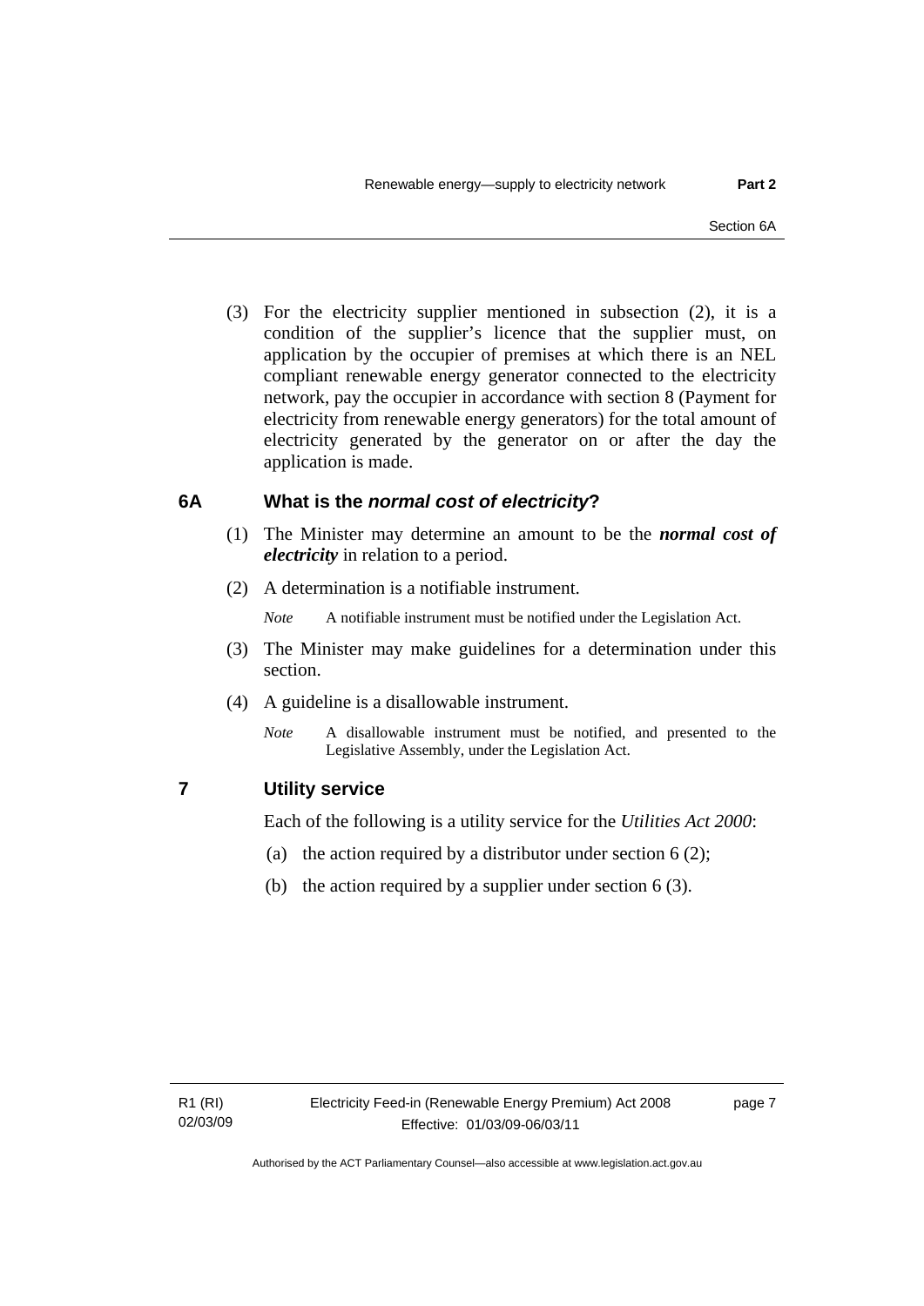(3) For the electricity supplier mentioned in subsection (2), it is a condition of the supplier's licence that the supplier must, on application by the occupier of premises at which there is an NEL compliant renewable energy generator connected to the electricity network, pay the occupier in accordance with section 8 (Payment for electricity from renewable energy generators) for the total amount of electricity generated by the generator on or after the day the application is made.

### 6A What is the *normal cost of electricity*?

(1) The Minister may determine an amount to be the ***normal cost of electricity*** in relation to a period.

(2) A determination is a notifiable instrument.

*Note* A notifiable instrument must be notified under the Legislation Act.

(3) The Minister may make guidelines for a determination under this section.

(4) A guideline is a disallowable instrument.

*Note* A disallowable instrument must be notified, and presented to the Legislative Assembly, under the Legislation Act.

### 7 Utility service

Each of the following is a utility service for the *Utilities Act 2000*:

(a) the action required by a distributor under section 6 (2);

(b) the action required by a supplier under section 6 (3).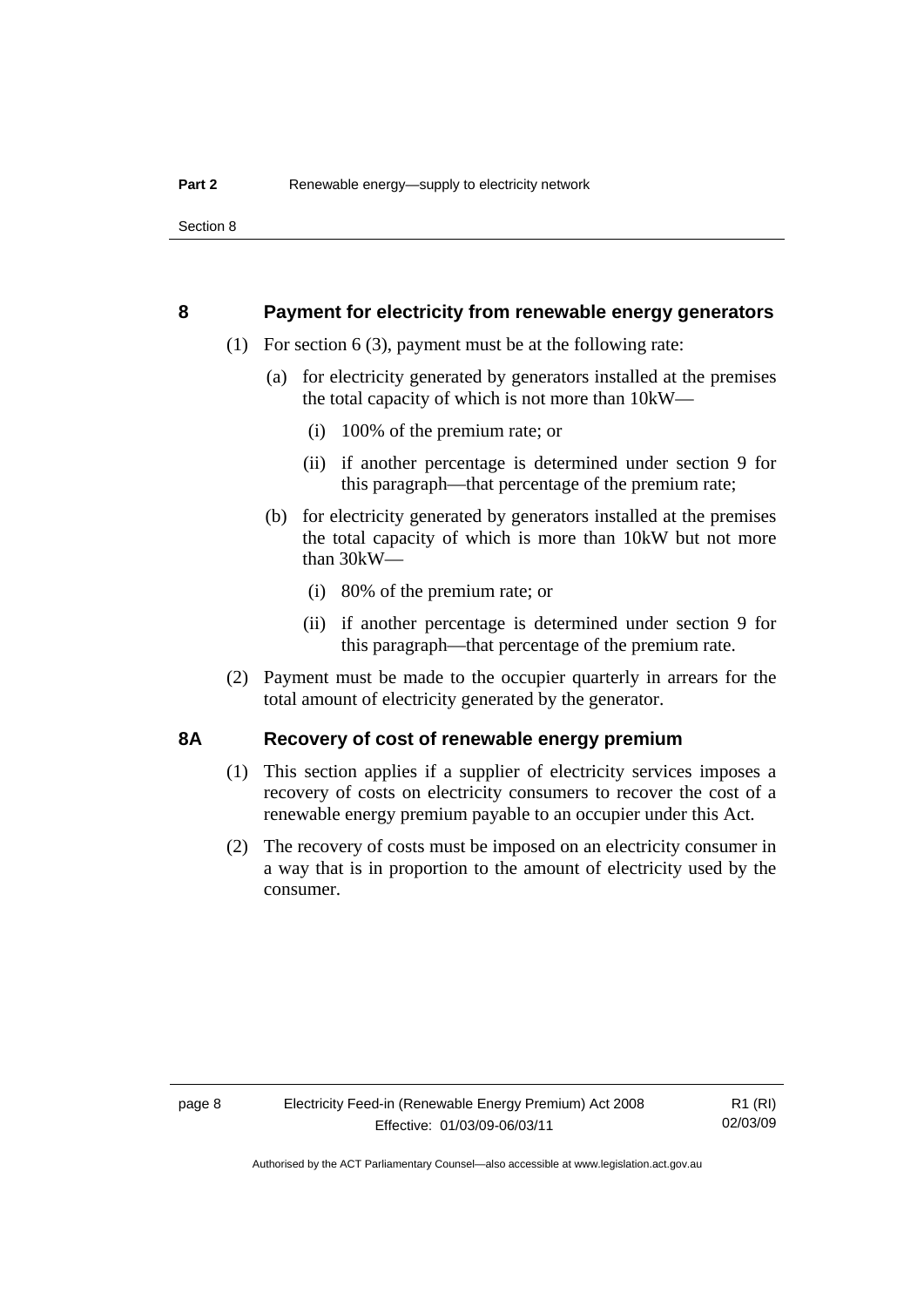### 8 Payment for electricity from renewable energy generators

(1) For section 6 (3), payment must be at the following rate:

(a) for electricity generated by generators installed at the premises the total capacity of which is not more than 10kW—

(i) 100% of the premium rate; or

(ii) if another percentage is determined under section 9 for this paragraph—that percentage of the premium rate;

(b) for electricity generated by generators installed at the premises the total capacity of which is more than 10kW but not more than 30kW—

(i) 80% of the premium rate; or

(ii) if another percentage is determined under section 9 for this paragraph—that percentage of the premium rate.

(2) Payment must be made to the occupier quarterly in arrears for the total amount of electricity generated by the generator.

### 8A Recovery of cost of renewable energy premium

(1) This section applies if a supplier of electricity services imposes a recovery of costs on electricity consumers to recover the cost of a renewable energy premium payable to an occupier under this Act.

(2) The recovery of costs must be imposed on an electricity consumer in a way that is in proportion to the amount of electricity used by the consumer.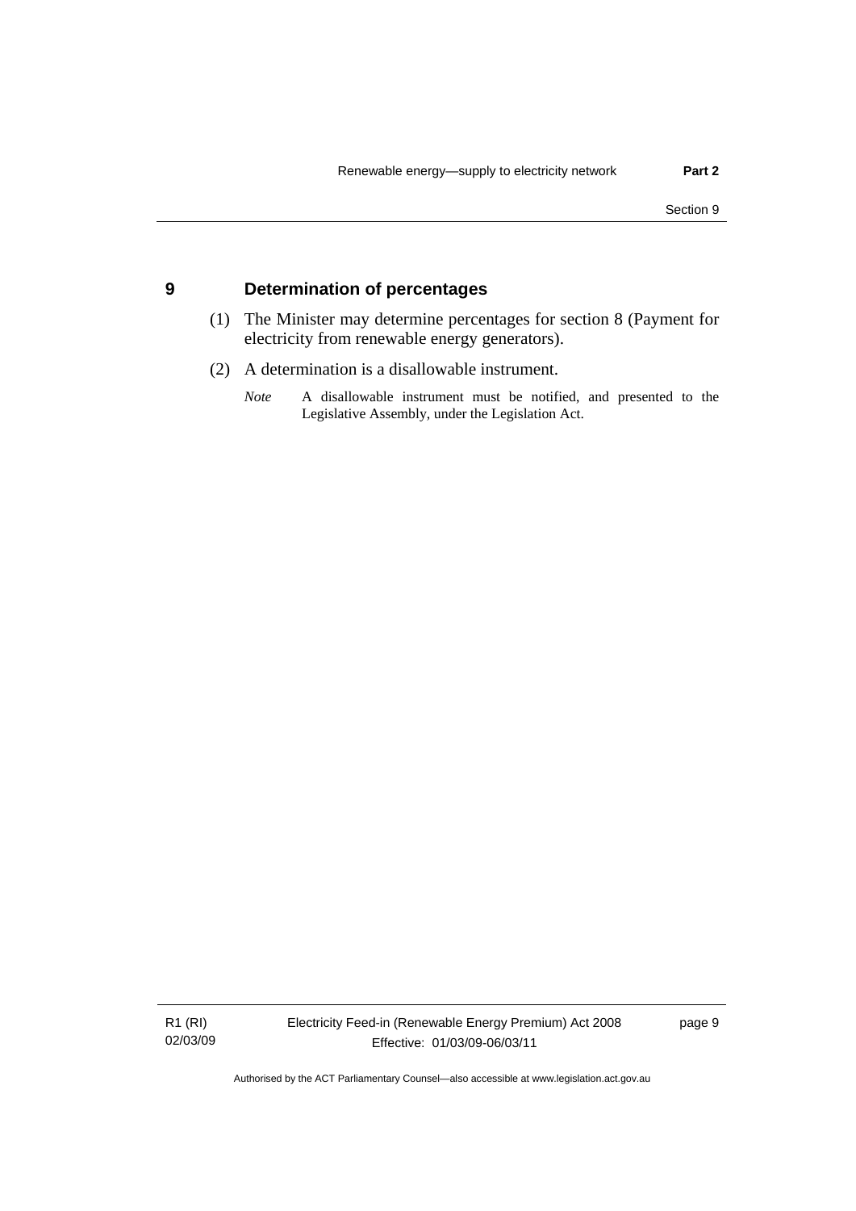## 9 Determination of percentages

(1) The Minister may determine percentages for section 8 (Payment for electricity from renewable energy generators).

(2) A determination is a disallowable instrument.

*Note* A disallowable instrument must be notified, and presented to the Legislative Assembly, under the Legislation Act.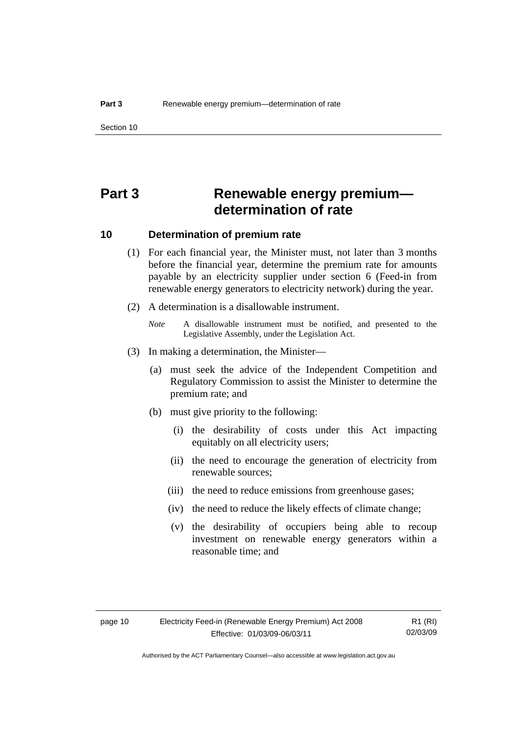# Part 3 Renewable energy premium—determination of rate

## 10 Determination of premium rate

(1) For each financial year, the Minister must, not later than 3 months before the financial year, determine the premium rate for amounts payable by an electricity supplier under section 6 (Feed-in from renewable energy generators to electricity network) during the year.

(2) A determination is a disallowable instrument.

*Note* A disallowable instrument must be notified, and presented to the Legislative Assembly, under the Legislation Act.

(3) In making a determination, the Minister—

(a) must seek the advice of the Independent Competition and Regulatory Commission to assist the Minister to determine the premium rate; and

(b) must give priority to the following:

(i) the desirability of costs under this Act impacting equitably on all electricity users;

(ii) the need to encourage the generation of electricity from renewable sources;

(iii) the need to reduce emissions from greenhouse gases;

(iv) the need to reduce the likely effects of climate change;

(v) the desirability of occupiers being able to recoup investment on renewable energy generators within a reasonable time; and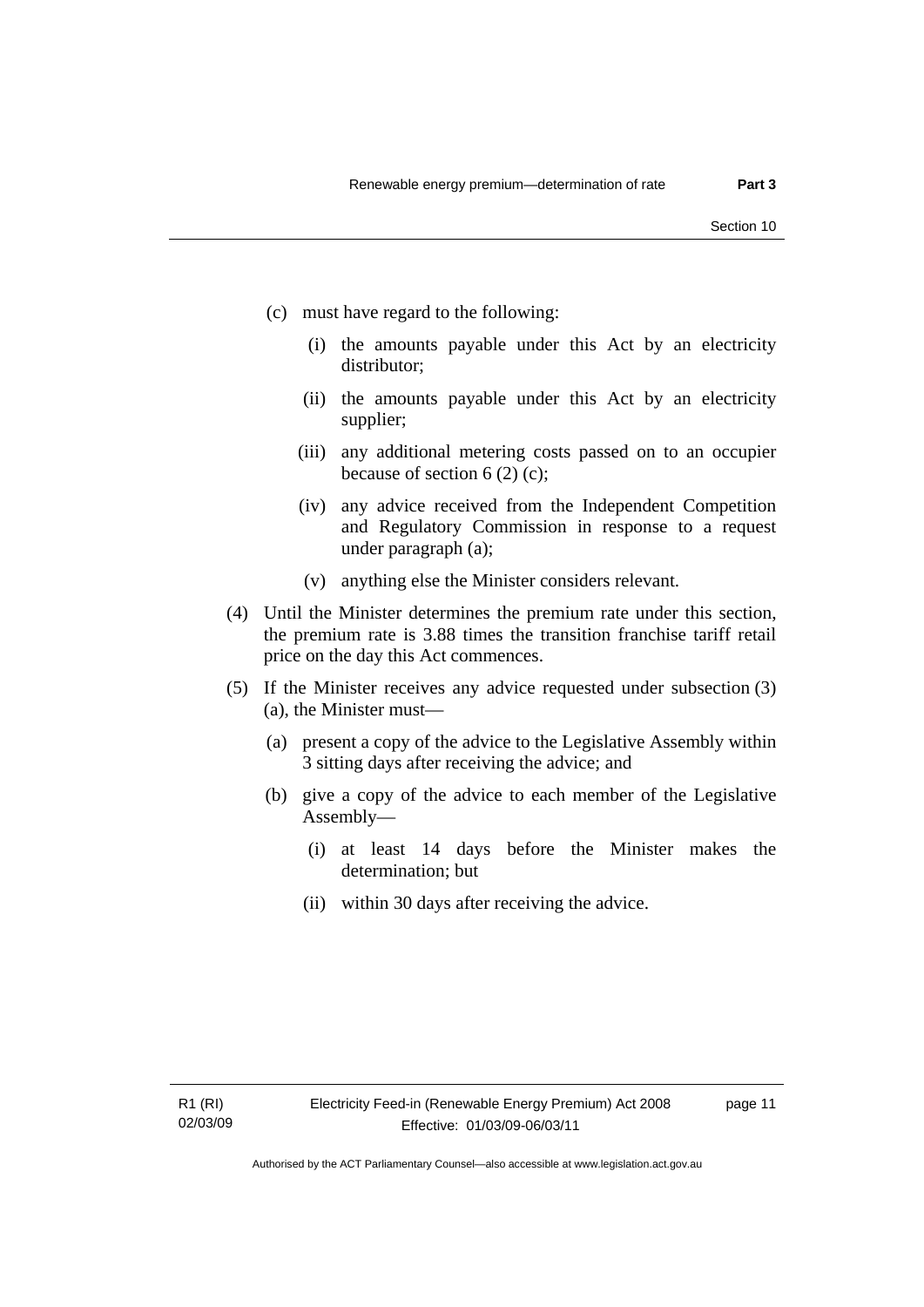(c) must have regard to the following:

(i) the amounts payable under this Act by an electricity distributor;

(ii) the amounts payable under this Act by an electricity supplier;

(iii) any additional metering costs passed on to an occupier because of section 6 (2) (c);

(iv) any advice received from the Independent Competition and Regulatory Commission in response to a request under paragraph (a);

(v) anything else the Minister considers relevant.

(4) Until the Minister determines the premium rate under this section, the premium rate is 3.88 times the transition franchise tariff retail price on the day this Act commences.

(5) If the Minister receives any advice requested under subsection (3) (a), the Minister must—

(a) present a copy of the advice to the Legislative Assembly within 3 sitting days after receiving the advice; and

(b) give a copy of the advice to each member of the Legislative Assembly—

(i) at least 14 days before the Minister makes the determination; but

(ii) within 30 days after receiving the advice.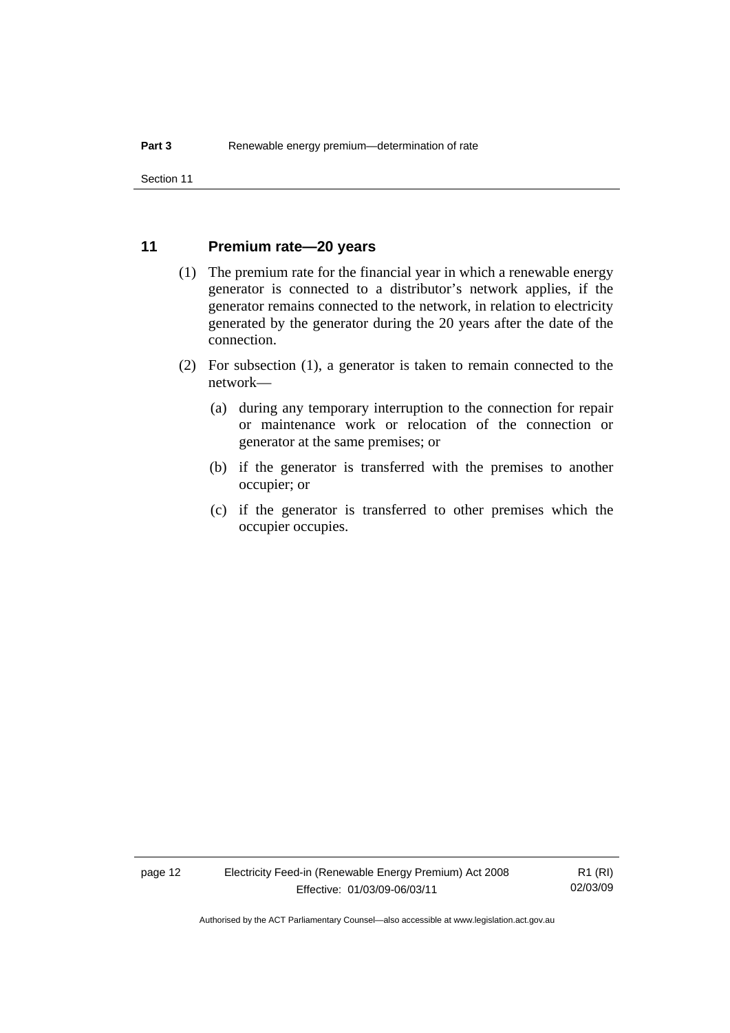## 11 Premium rate—20 years

(1) The premium rate for the financial year in which a renewable energy generator is connected to a distributor's network applies, if the generator remains connected to the network, in relation to electricity generated by the generator during the 20 years after the date of the connection.

(2) For subsection (1), a generator is taken to remain connected to the network—

(a) during any temporary interruption to the connection for repair or maintenance work or relocation of the connection or generator at the same premises; or

(b) if the generator is transferred with the premises to another occupier; or

(c) if the generator is transferred to other premises which the occupier occupies.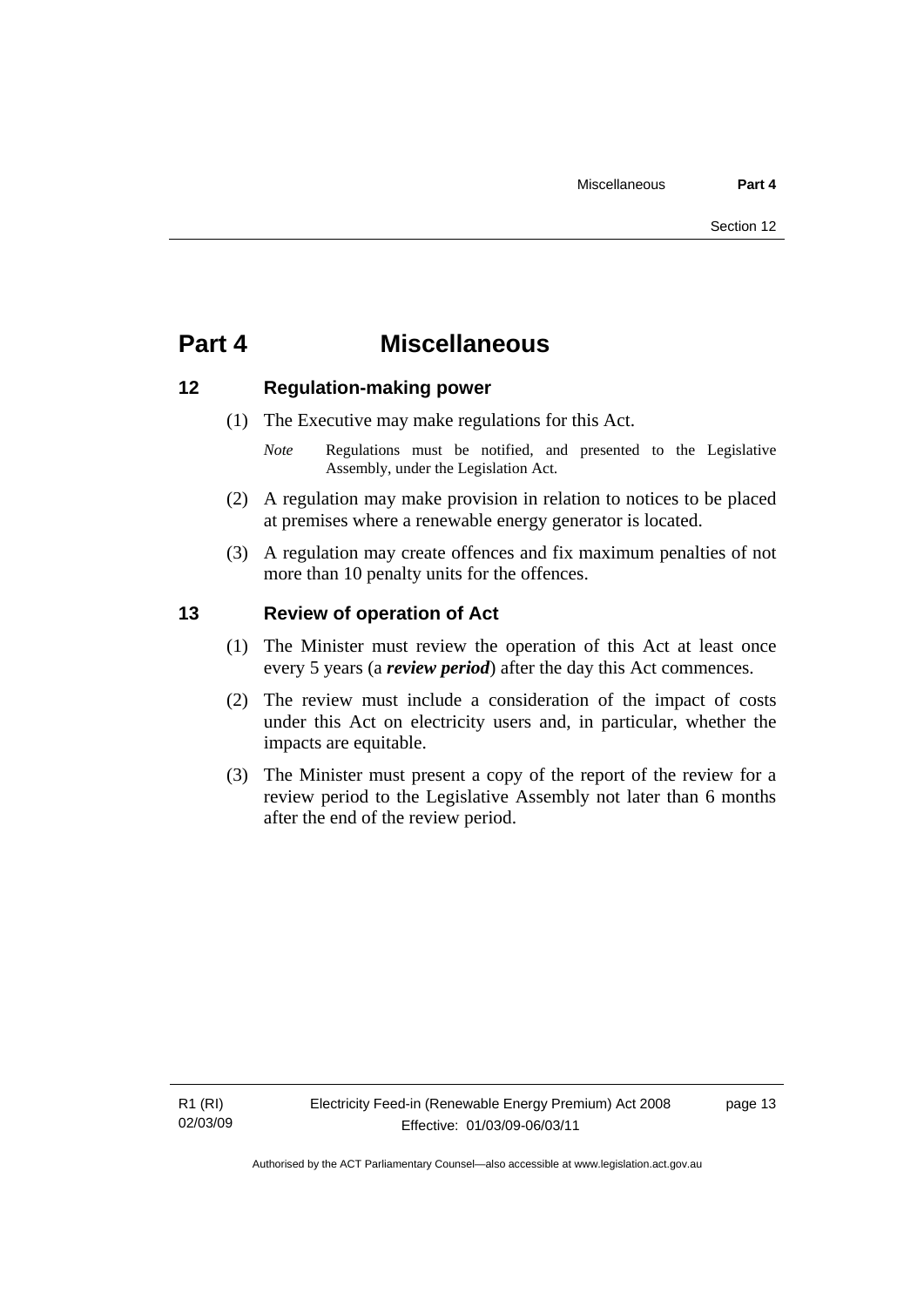# Part 4 Miscellaneous

## 12 Regulation-making power

(1) The Executive may make regulations for this Act.

*Note* Regulations must be notified, and presented to the Legislative Assembly, under the Legislation Act.

(2) A regulation may make provision in relation to notices to be placed at premises where a renewable energy generator is located.

(3) A regulation may create offences and fix maximum penalties of not more than 10 penalty units for the offences.

## 13 Review of operation of Act

(1) The Minister must review the operation of this Act at least once every 5 years (a ***review period***) after the day this Act commences.

(2) The review must include a consideration of the impact of costs under this Act on electricity users and, in particular, whether the impacts are equitable.

(3) The Minister must present a copy of the report of the review for a review period to the Legislative Assembly not later than 6 months after the end of the review period.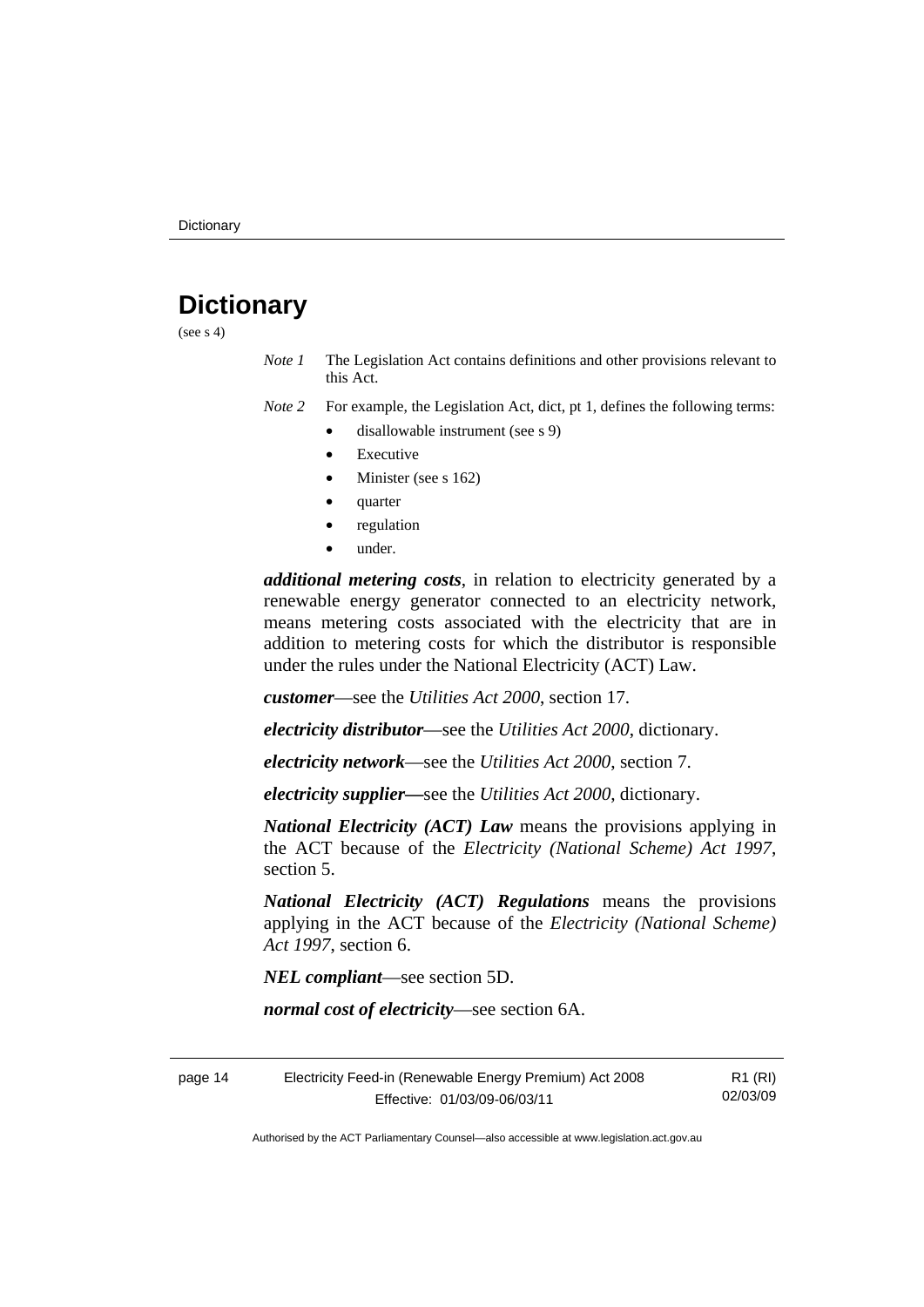# Dictionary

(see s 4)

*Note 1* The Legislation Act contains definitions and other provisions relevant to this Act.

*Note 2* For example, the Legislation Act, dict, pt 1, defines the following terms:

- disallowable instrument (see s 9)
- Executive
- Minister (see s 162)
- quarter
- regulation
- under.

***additional metering costs***, in relation to electricity generated by a renewable energy generator connected to an electricity network, means metering costs associated with the electricity that are in addition to metering costs for which the distributor is responsible under the rules under the National Electricity (ACT) Law.

***customer***—see the *Utilities Act 2000*, section 17.

***electricity distributor***—see the *Utilities Act 2000*, dictionary.

***electricity network***—see the *Utilities Act 2000*, section 7.

***electricity supplier***—see the *Utilities Act 2000*, dictionary.

***National Electricity (ACT) Law*** means the provisions applying in the ACT because of the *Electricity (National Scheme) Act 1997*, section 5.

***National Electricity (ACT) Regulations*** means the provisions applying in the ACT because of the *Electricity (National Scheme) Act 1997*, section 6.

***NEL compliant***—see section 5D.

***normal cost of electricity***—see section 6A.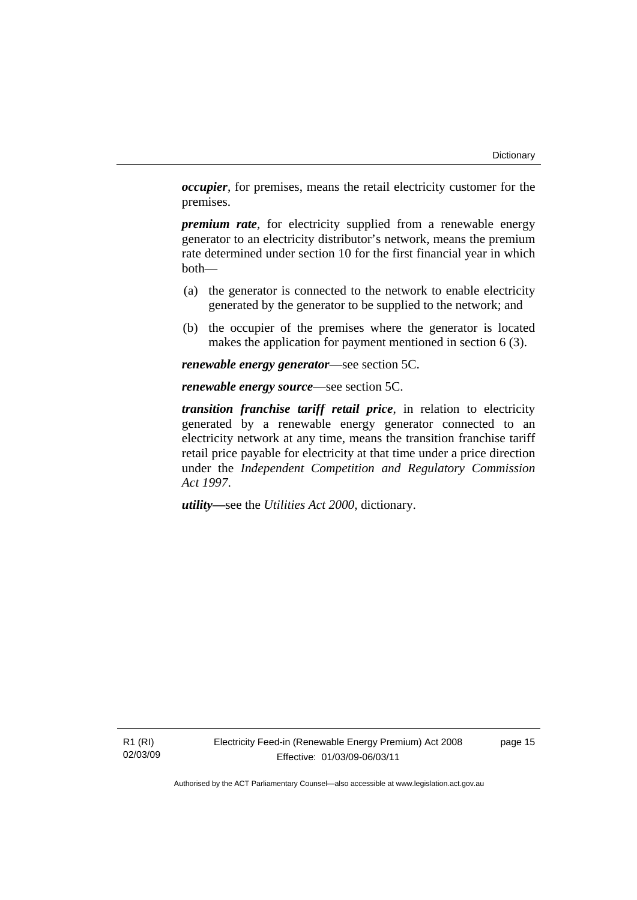***occupier***, for premises, means the retail electricity customer for the premises.

***premium rate***, for electricity supplied from a renewable energy generator to an electricity distributor's network, means the premium rate determined under section 10 for the first financial year in which both—

(a) the generator is connected to the network to enable electricity generated by the generator to be supplied to the network; and

(b) the occupier of the premises where the generator is located makes the application for payment mentioned in section 6 (3).

***renewable energy generator***—see section 5C.

***renewable energy source***—see section 5C.

***transition franchise tariff retail price***, in relation to electricity generated by a renewable energy generator connected to an electricity network at any time, means the transition franchise tariff retail price payable for electricity at that time under a price direction under the *Independent Competition and Regulatory Commission Act 1997*.

***utility—***see the *Utilities Act 2000*, dictionary.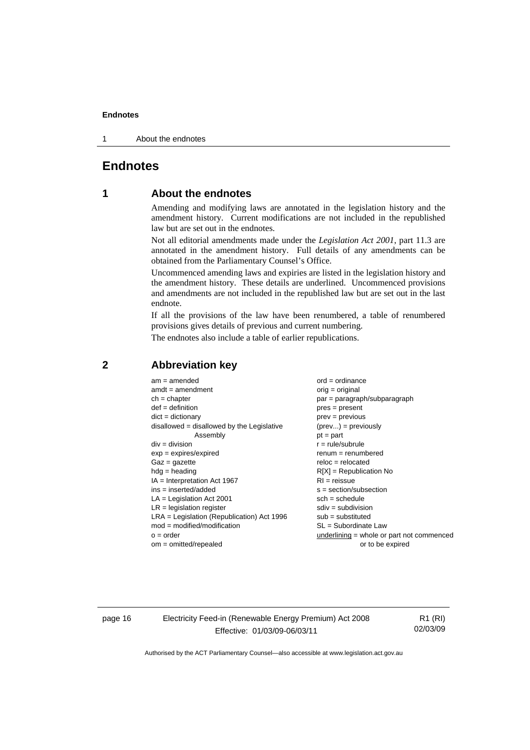# Endnotes

## 1 About the endnotes

Amending and modifying laws are annotated in the legislation history and the amendment history. Current modifications are not included in the republished law but are set out in the endnotes.

Not all editorial amendments made under the *Legislation Act 2001*, part 11.3 are annotated in the amendment history. Full details of any amendments can be obtained from the Parliamentary Counsel's Office.

Uncommenced amending laws and expiries are listed in the legislation history and the amendment history. These details are underlined. Uncommenced provisions and amendments are not included in the republished law but are set out in the last endnote.

If all the provisions of the law have been renumbered, a table of renumbered provisions gives details of previous and current numbering.

The endnotes also include a table of earlier republications.

## 2 Abbreviation key

am = amended
amdt = amendment
ch = chapter
def = definition
dict = dictionary
disallowed = disallowed by the Legislative Assembly
div = division
exp = expires/expired
Gaz = gazette
hdg = heading
IA = Interpretation Act 1967
ins = inserted/added
LA = Legislation Act 2001
LR = legislation register
LRA = Legislation (Republication) Act 1996
mod = modified/modification
o = order
om = omitted/repealed
ord = ordinance
orig = original
par = paragraph/subparagraph
pres = present
prev = previous
(prev...) = previously
pt = part
r = rule/subrule
renum = renumbered
reloc = relocated
R[X] = Republication No
RI = reissue
s = section/subsection
sch = schedule
sdiv = subdivision
sub = substituted
SL = Subordinate Law
<u>underlining</u> = whole or part not commenced or to be expired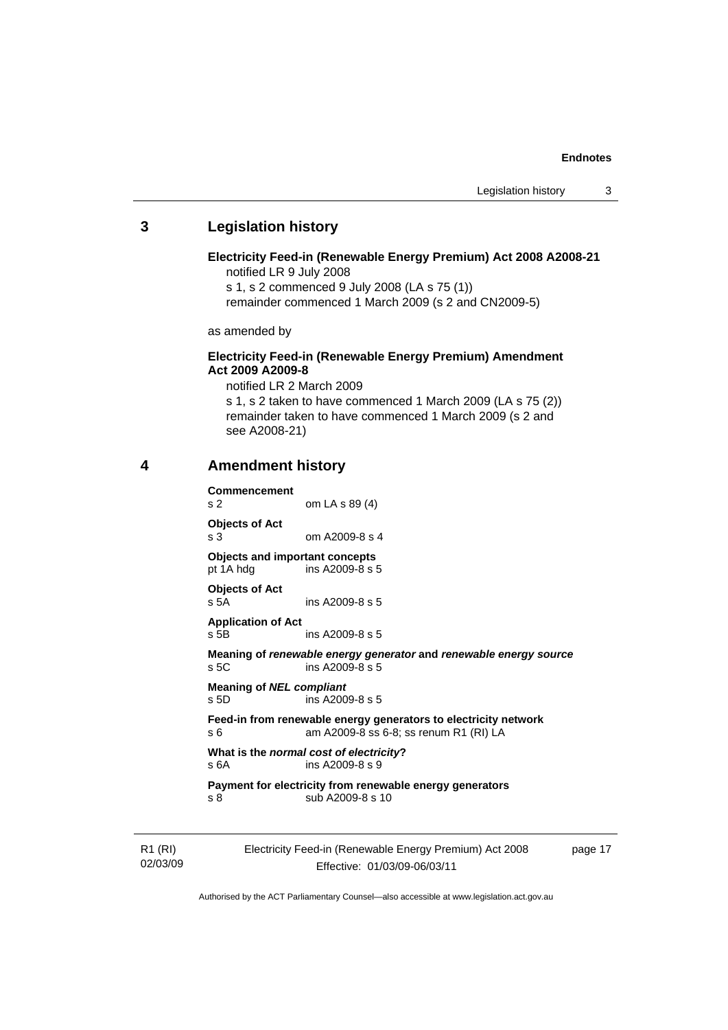## 3 Legislation history

**Electricity Feed-in (Renewable Energy Premium) Act 2008 A2008-21**

notified LR 9 July 2008

s 1, s 2 commenced 9 July 2008 (LA s 75 (1))

remainder commenced 1 March 2009 (s 2 and CN2009-5)

as amended by

**Electricity Feed-in (Renewable Energy Premium) Amendment Act 2009 A2009-8**

notified LR 2 March 2009

s 1, s 2 taken to have commenced 1 March 2009 (LA s 75 (2))

remainder taken to have commenced 1 March 2009 (s 2 and see A2008-21)

## 4 Amendment history

**Commencement**
s 2 om LA s 89 (4)

**Objects of Act**
s 3 om A2009-8 s 4

**Objects and important concepts**
pt 1A hdg ins A2009-8 s 5

**Objects of Act**
s 5A ins A2009-8 s 5

**Application of Act**
s 5B ins A2009-8 s 5

**Meaning of *renewable energy generator* and *renewable energy source***
s 5C ins A2009-8 s 5

**Meaning of *NEL compliant***
s 5D ins A2009-8 s 5

**Feed-in from renewable energy generators to electricity network**
s 6 am A2009-8 ss 6-8; ss renum R1 (RI) LA

**What is the *normal cost of electricity*?**
s 6A ins A2009-8 s 9

**Payment for electricity from renewable energy generators**
s 8 sub A2009-8 s 10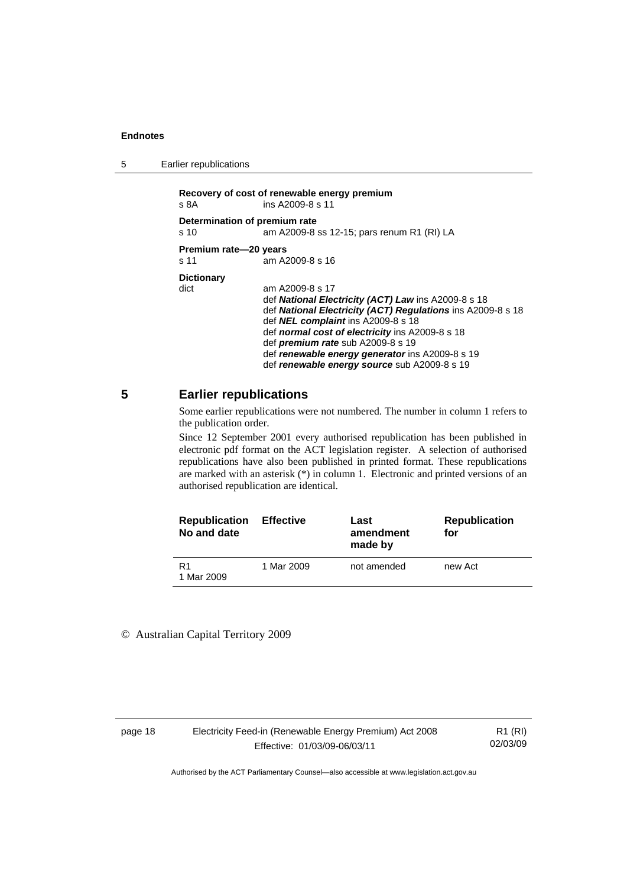**Recovery of cost of renewable energy premium**
s 8A ins A2009-8 s 11

**Determination of premium rate**
s 10 am A2009-8 ss 12-15; pars renum R1 (RI) LA

**Premium rate—20 years**
s 11 am A2009-8 s 16

**Dictionary**
dict am A2009-8 s 17
def ***National Electricity (ACT) Law*** ins A2009-8 s 18
def ***National Electricity (ACT) Regulations*** ins A2009-8 s 18
def ***NEL complaint*** ins A2009-8 s 18
def ***normal cost of electricity*** ins A2009-8 s 18
def ***premium rate*** sub A2009-8 s 19
def ***renewable energy generator*** ins A2009-8 s 19
def ***renewable energy source*** sub A2009-8 s 19

## 5 Earlier republications

Some earlier republications were not numbered. The number in column 1 refers to the publication order.

Since 12 September 2001 every authorised republication has been published in electronic pdf format on the ACT legislation register. A selection of authorised republications have also been published in printed format. These republications are marked with an asterisk (*) in column 1. Electronic and printed versions of an authorised republication are identical.

| Republication No and date | Effective | Last amendment made by | Republication for |
|---|---|---|---|
| R1 1 Mar 2009 | 1 Mar 2009 | not amended | new Act |

© Australian Capital Territory 2009